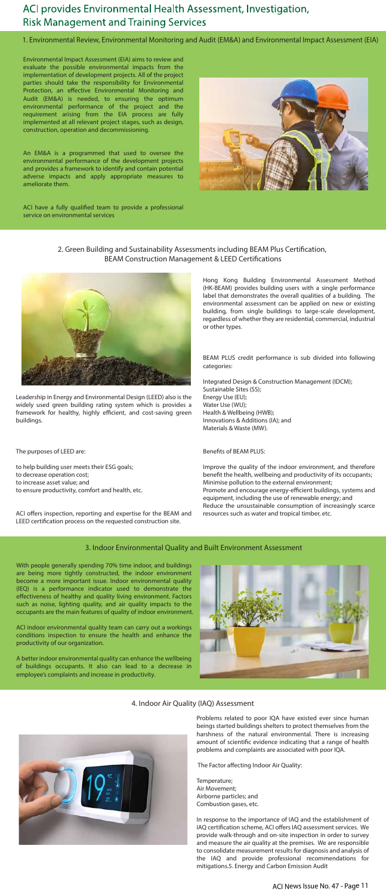# ACI provides Environmental Health Assessment, Investigation, Risk Management and Training Services

## 1. Environmental Review, Environmental Monitoring and Audit (EM&A) and Environmental Impact Assessment (EIA)

Environmental Impact Assessment (EIA) aims to review and evaluate the possible environmental impacts from the implementation of development projects. All of the project parties should take the responsibility for Environmental Protection, an effective Environmental Monitoring and Audit (EM&A) is needed, to ensuring the optimum environmental performance of the project and the requirement arising from the EIA process are fully implemented at all relevant project stages, such as design, construction, operation and decommissioning.

An EM&A is a programmed that used to oversee the environmental performance of the development projects and provides a framework to identify and contain potential adverse impacts and apply appropriate measures to ameliorate them.

ACI have a fully qualified team to provide a professional service on environmental services

## 2. Green Building and Sustainability Assessments including BEAM Plus Certification, BEAM Construction Management & LEED Certifications

Leadership in Energy and Environmental Design (LEED) also is the widely used green building rating system which is provides a framework for healthy, highly efficient, and cost-saving green buildings.

The purposes of LEED are:

to help building user meets their ESG goals;
to decrease operation cost;
to increase asset value; and
to ensure productivity, comfort and health, etc.

ACI offers inspection, reporting and expertise for the BEAM and LEED certification process on the requested construction site.

Hong Kong Building Environmental Assessment Method (HK-BEAM) provides building users with a single performance label that demonstrates the overall qualities of a building. The environmental assessment can be applied on new or existing building, from single buildings to large-scale development, regardless of whether they are residential, commercial, industrial or other types.

BEAM PLUS credit performance is sub divided into following categories:

Integrated Design & Construction Management (IDCM);
Sustainable Sites (SS);
Energy Use (EU);
Water Use (WU);
Health & Wellbeing (HWB);
Innovations & Additions (IA); and
Materials & Waste (MW).

Benefits of BEAM PLUS:

Improve the quality of the indoor environment, and therefore benefit the health, wellbeing and productivity of its occupants;
Minimise pollution to the external environment;
Promote and encourage energy-efficient buildings, systems and equipment, including the use of renewable energy; and
Reduce the unsustainable consumption of increasingly scarce resources such as water and tropical timber, etc.

## 3. Indoor Environmental Quality and Built Environment Assessment

With people generally spending 70% time indoor, and buildings are being more tightly constructed, the indoor environment become a more important issue. Indoor environmental quality (IEQ) is a performance indicator used to demonstrate the effectiveness of healthy and quality living environment. Factors such as noise, lighting quality, and air quality impacts to the occupants are the main features of quality of indoor environment.

ACI indoor environmental quality team can carry out a workings conditions inspection to ensure the health and enhance the productivity of our organization.

A better indoor environmental quality can enhance the wellbeing of buildings occupants. It also can lead to a decrease in employee's complaints and increase in productivity.

## 4. Indoor Air Quality (IAQ) Assessment

Problems related to poor IQA have existed ever since human beings started buildings shelters to protect themselves from the harshness of the natural environmental. There is increasing amount of scientific evidence indicating that a range of health problems and complaints are associated with poor IQA.

The Factor affecting Indoor Air Quality:

Temperature;
Air Movement;
Airborne particles; and
Combustion gases, etc.

In response to the importance of IAQ and the establishment of IAQ certification scheme, ACI offers IAQ assessment services. We provide walk-through and on-site inspection in order to survey and measure the air quality at the premises. We are responsible to consolidate measurement results for diagnosis and analysis of the IAQ and provide professional recommendations for mitigations.5. Energy and Carbon Emission Audit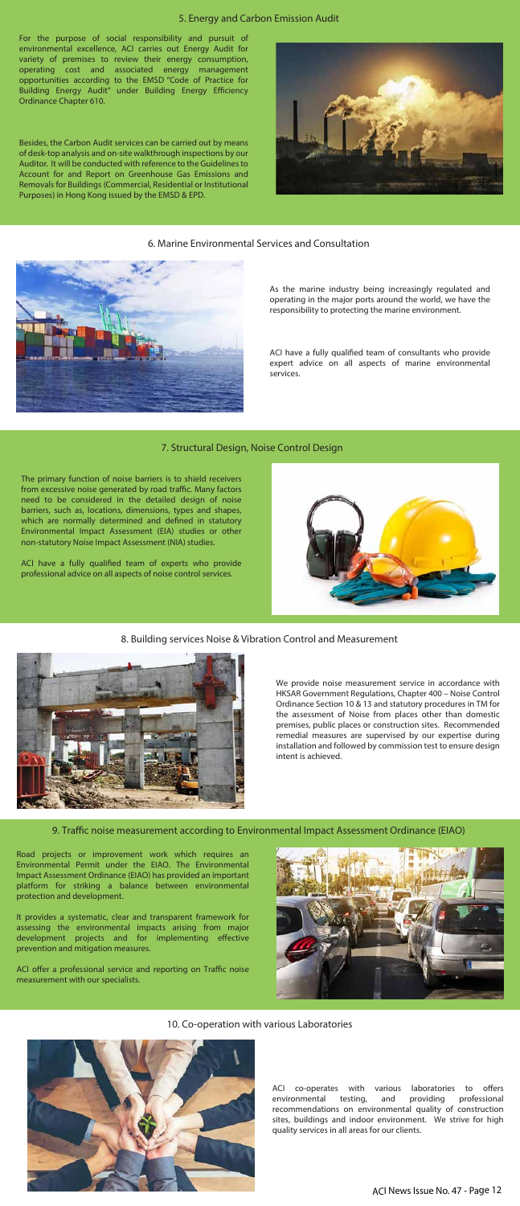## 5. Energy and Carbon Emission Audit

For the purpose of social responsibility and pursuit of environmental excellence, ACI carries out Energy Audit for variety of premises to review their energy consumption, operating cost and associated energy management opportunities according to the EMSD "Code of Practice for Building Energy Audit" under Building Energy Efficiency Ordinance Chapter 610.

Besides, the Carbon Audit services can be carried out by means of desk-top analysis and on-site walkthrough inspections by our Auditor. It will be conducted with reference to the Guidelines to Account for and Report on Greenhouse Gas Emissions and Removals for Buildings (Commercial, Residential or Institutional Purposes) in Hong Kong issued by the EMSD & EPD.

## 6. Marine Environmental Services and Consultation

As the marine industry being increasingly regulated and operating in the major ports around the world, we have the responsibility to protecting the marine environment.

ACI have a fully qualified team of consultants who provide expert advice on all aspects of marine environmental services.

## 7. Structural Design, Noise Control Design

The primary function of noise barriers is to shield receivers from excessive noise generated by road traffic. Many factors need to be considered in the detailed design of noise barriers, such as, locations, dimensions, types and shapes, which are normally determined and defined in statutory Environmental Impact Assessment (EIA) studies or other non-statutory Noise Impact Assessment (NIA) studies.

ACI have a fully qualified team of experts who provide professional advice on all aspects of noise control services.

## 8. Building services Noise & Vibration Control and Measurement

We provide noise measurement service in accordance with HKSAR Government Regulations, Chapter 400 – Noise Control Ordinance Section 10 & 13 and statutory procedures in TM for the assessment of Noise from places other than domestic premises, public places or construction sites. Recommended remedial measures are supervised by our expertise during installation and followed by commission test to ensure design intent is achieved.

## 9. Traffic noise measurement according to Environmental Impact Assessment Ordinance (EIAO)

Road projects or improvement work which requires an Environmental Permit under the EIAO. The Environmental Impact Assessment Ordinance (EIAO) has provided an important platform for striking a balance between environmental protection and development.

It provides a systematic, clear and transparent framework for assessing the environmental impacts arising from major development projects and for implementing effective prevention and mitigation measures.

ACI offer a professional service and reporting on Traffic noise measurement with our specialists.

## 10. Co-operation with various Laboratories

ACI co-operates with various laboratories to offers environmental testing, and providing professional recommendations on environmental quality of construction sites, buildings and indoor environment. We strive for high quality services in all areas for our clients.